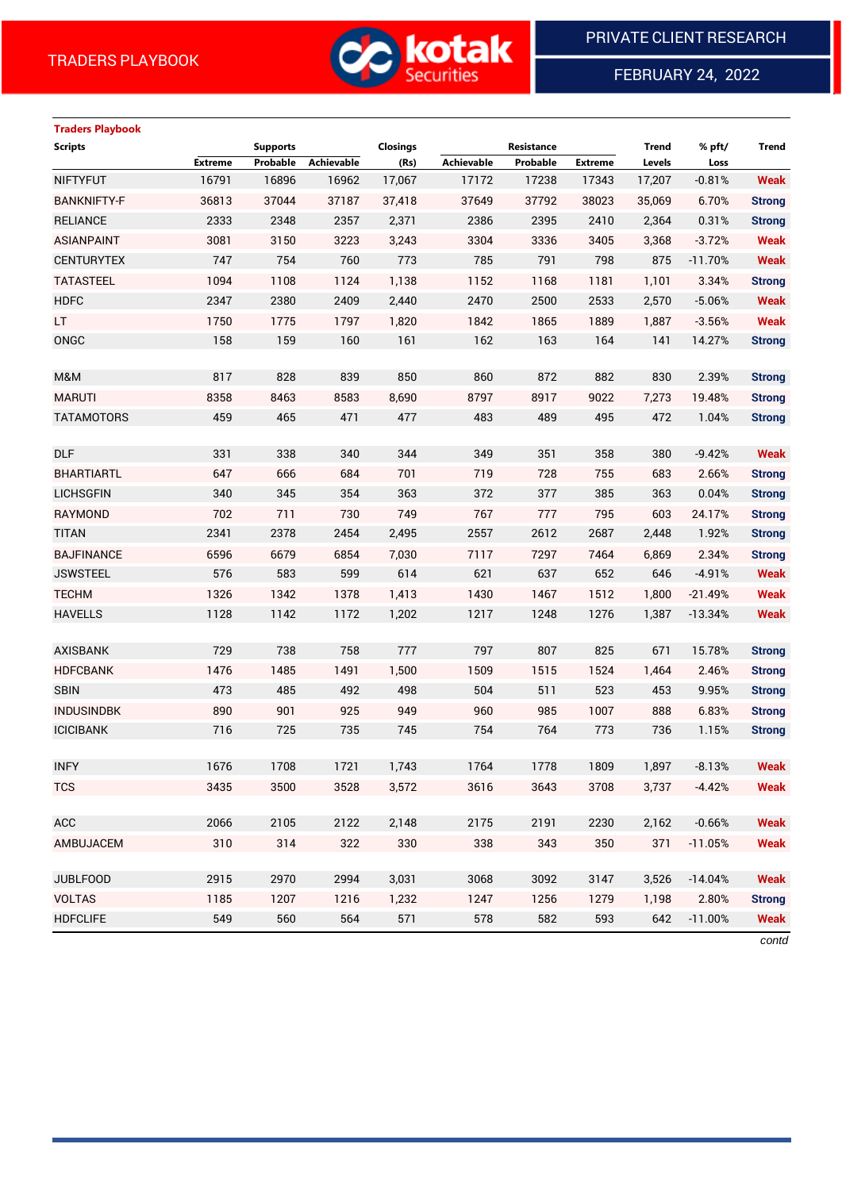TRADERS PLAYBOOK

PRIVATE CLIENT RESEARCH

FEBRUARY 24, 2022

**Traders Playbook**

| Scripts | Supports | | | Closings | Resistance | | | Trend | % pft/ | Trend |
|---|---|---|---|---|---|---|---|---|---|---|
| | Extreme | Probable | Achievable | (Rs) | Achievable | Probable | Extreme | Levels | Loss | |
| NIFTYFUT | 16791 | 16896 | 16962 | 17,067 | 17172 | 17238 | 17343 | 17,207 | -0.81% | Weak |
| BANKNIFTY-F | 36813 | 37044 | 37187 | 37,418 | 37649 | 37792 | 38023 | 35,069 | 6.70% | Strong |
| RELIANCE | 2333 | 2348 | 2357 | 2,371 | 2386 | 2395 | 2410 | 2,364 | 0.31% | Strong |
| ASIANPAINT | 3081 | 3150 | 3223 | 3,243 | 3304 | 3336 | 3405 | 3,368 | -3.72% | Weak |
| CENTURYTEX | 747 | 754 | 760 | 773 | 785 | 791 | 798 | 875 | -11.70% | Weak |
| TATASTEEL | 1094 | 1108 | 1124 | 1,138 | 1152 | 1168 | 1181 | 1,101 | 3.34% | Strong |
| HDFC | 2347 | 2380 | 2409 | 2,440 | 2470 | 2500 | 2533 | 2,570 | -5.06% | Weak |
| LT | 1750 | 1775 | 1797 | 1,820 | 1842 | 1865 | 1889 | 1,887 | -3.56% | Weak |
| ONGC | 158 | 159 | 160 | 161 | 162 | 163 | 164 | 141 | 14.27% | Strong |
| | | | | | | | | | | |
| M&M | 817 | 828 | 839 | 850 | 860 | 872 | 882 | 830 | 2.39% | Strong |
| MARUTI | 8358 | 8463 | 8583 | 8,690 | 8797 | 8917 | 9022 | 7,273 | 19.48% | Strong |
| TATAMOTORS | 459 | 465 | 471 | 477 | 483 | 489 | 495 | 472 | 1.04% | Strong |
| | | | | | | | | | | |
| DLF | 331 | 338 | 340 | 344 | 349 | 351 | 358 | 380 | -9.42% | Weak |
| BHARTIARTL | 647 | 666 | 684 | 701 | 719 | 728 | 755 | 683 | 2.66% | Strong |
| LICHSGFIN | 340 | 345 | 354 | 363 | 372 | 377 | 385 | 363 | 0.04% | Strong |
| RAYMOND | 702 | 711 | 730 | 749 | 767 | 777 | 795 | 603 | 24.17% | Strong |
| TITAN | 2341 | 2378 | 2454 | 2,495 | 2557 | 2612 | 2687 | 2,448 | 1.92% | Strong |
| BAJFINANCE | 6596 | 6679 | 6854 | 7,030 | 7117 | 7297 | 7464 | 6,869 | 2.34% | Strong |
| JSWSTEEL | 576 | 583 | 599 | 614 | 621 | 637 | 652 | 646 | -4.91% | Weak |
| TECHM | 1326 | 1342 | 1378 | 1,413 | 1430 | 1467 | 1512 | 1,800 | -21.49% | Weak |
| HAVELLS | 1128 | 1142 | 1172 | 1,202 | 1217 | 1248 | 1276 | 1,387 | -13.34% | Weak |
| | | | | | | | | | | |
| AXISBANK | 729 | 738 | 758 | 777 | 797 | 807 | 825 | 671 | 15.78% | Strong |
| HDFCBANK | 1476 | 1485 | 1491 | 1,500 | 1509 | 1515 | 1524 | 1,464 | 2.46% | Strong |
| SBIN | 473 | 485 | 492 | 498 | 504 | 511 | 523 | 453 | 9.95% | Strong |
| INDUSINDBK | 890 | 901 | 925 | 949 | 960 | 985 | 1007 | 888 | 6.83% | Strong |
| ICICIBANK | 716 | 725 | 735 | 745 | 754 | 764 | 773 | 736 | 1.15% | Strong |
| | | | | | | | | | | |
| INFY | 1676 | 1708 | 1721 | 1,743 | 1764 | 1778 | 1809 | 1,897 | -8.13% | Weak |
| TCS | 3435 | 3500 | 3528 | 3,572 | 3616 | 3643 | 3708 | 3,737 | -4.42% | Weak |
| | | | | | | | | | | |
| ACC | 2066 | 2105 | 2122 | 2,148 | 2175 | 2191 | 2230 | 2,162 | -0.66% | Weak |
| AMBUJACEM | 310 | 314 | 322 | 330 | 338 | 343 | 350 | 371 | -11.05% | Weak |
| | | | | | | | | | | |
| JUBLFOOD | 2915 | 2970 | 2994 | 3,031 | 3068 | 3092 | 3147 | 3,526 | -14.04% | Weak |
| VOLTAS | 1185 | 1207 | 1216 | 1,232 | 1247 | 1256 | 1279 | 1,198 | 2.80% | Strong |
| HDFCLIFE | 549 | 560 | 564 | 571 | 578 | 582 | 593 | 642 | -11.00% | Weak |

*contd*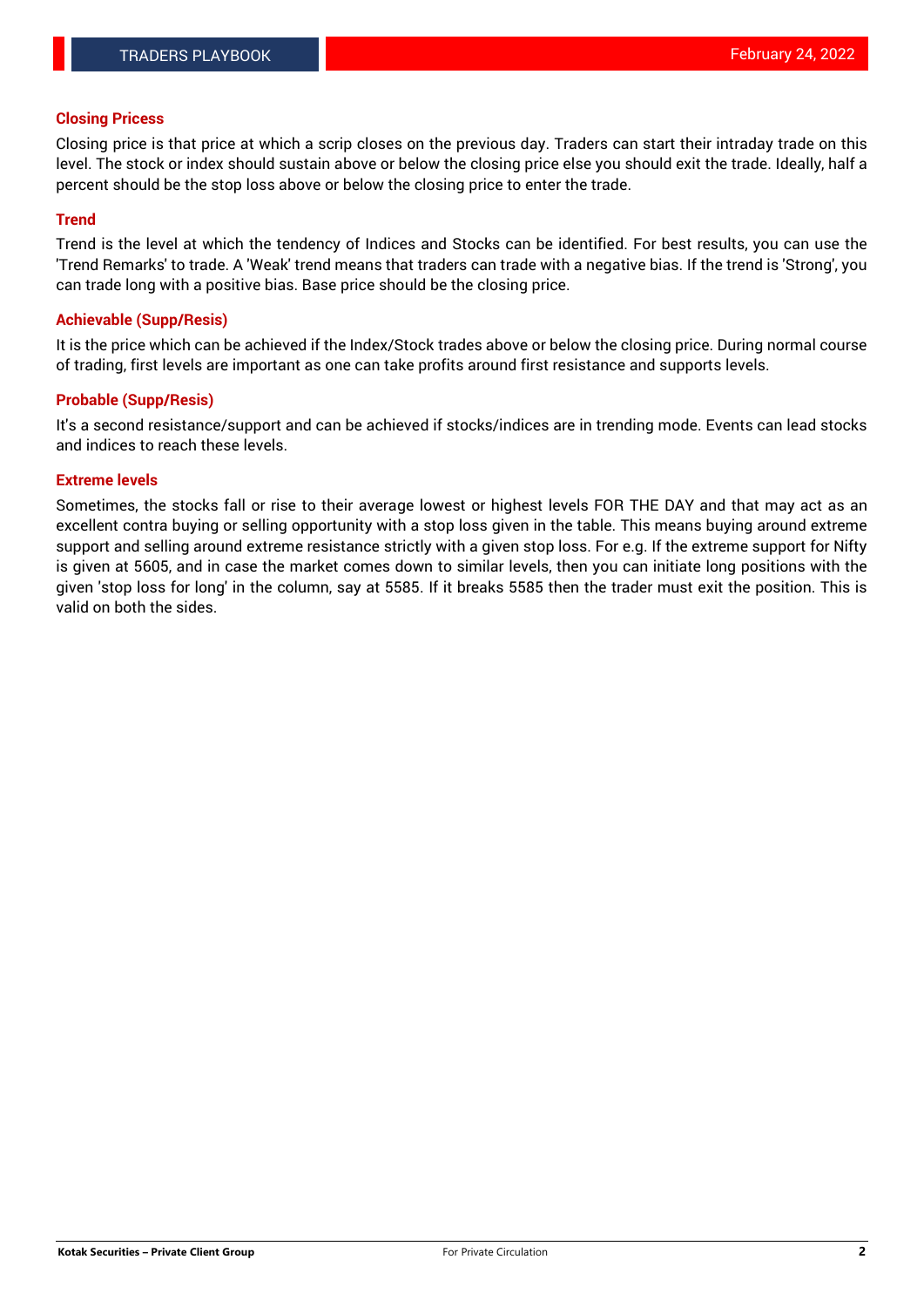## Closing Pricess

Closing price is that price at which a scrip closes on the previous day. Traders can start their intraday trade on this level. The stock or index should sustain above or below the closing price else you should exit the trade. Ideally, half a percent should be the stop loss above or below the closing price to enter the trade.

## Trend

Trend is the level at which the tendency of Indices and Stocks can be identified. For best results, you can use the 'Trend Remarks' to trade. A 'Weak' trend means that traders can trade with a negative bias. If the trend is 'Strong', you can trade long with a positive bias. Base price should be the closing price.

## Achievable (Supp/Resis)

It is the price which can be achieved if the Index/Stock trades above or below the closing price. During normal course of trading, first levels are important as one can take profits around first resistance and supports levels.

## Probable (Supp/Resis)

It's a second resistance/support and can be achieved if stocks/indices are in trending mode. Events can lead stocks and indices to reach these levels.

## Extreme levels

Sometimes, the stocks fall or rise to their average lowest or highest levels FOR THE DAY and that may act as an excellent contra buying or selling opportunity with a stop loss given in the table. This means buying around extreme support and selling around extreme resistance strictly with a given stop loss. For e.g. If the extreme support for Nifty is given at 5605, and in case the market comes down to similar levels, then you can initiate long positions with the given 'stop loss for long' in the column, say at 5585. If it breaks 5585 then the trader must exit the position. This is valid on both the sides.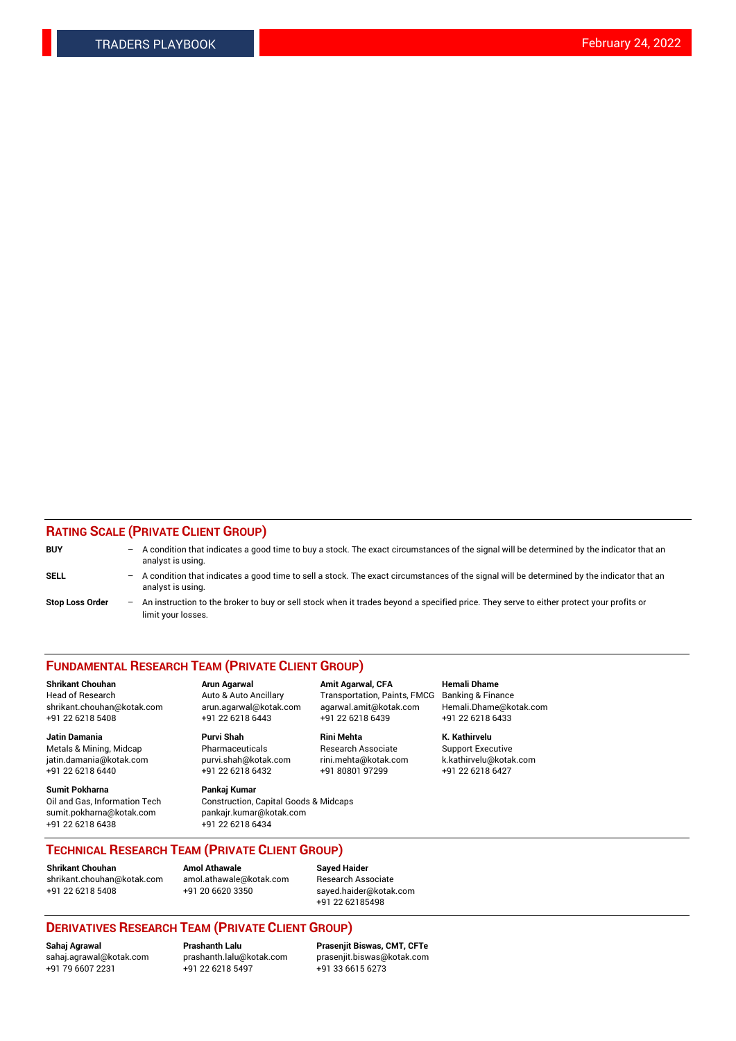## RATING SCALE (PRIVATE CLIENT GROUP)

**BUY** – A condition that indicates a good time to buy a stock. The exact circumstances of the signal will be determined by the indicator that an analyst is using.

**SELL** – A condition that indicates a good time to sell a stock. The exact circumstances of the signal will be determined by the indicator that an analyst is using.

**Stop Loss Order** – An instruction to the broker to buy or sell stock when it trades beyond a specified price. They serve to either protect your profits or limit your losses.

## FUNDAMENTAL RESEARCH TEAM (PRIVATE CLIENT GROUP)

**Shrikant Chouhan**
Head of Research
shrikant.chouhan@kotak.com
+91 22 6218 5408

**Arun Agarwal**
Auto & Auto Ancillary
arun.agarwal@kotak.com
+91 22 6218 6443

**Amit Agarwal, CFA**
Transportation, Paints, FMCG
agarwal.amit@kotak.com
+91 22 6218 6439

**Hemali Dhame**
Banking & Finance
Hemali.Dhame@kotak.com
+91 22 6218 6433

**Jatin Damania**
Metals & Mining, Midcap
jatin.damania@kotak.com
+91 22 6218 6440

**Purvi Shah**
Pharmaceuticals
purvi.shah@kotak.com
+91 22 6218 6432

**Rini Mehta**
Research Associate
rini.mehta@kotak.com
+91 80801 97299

**K. Kathirvelu**
Support Executive
k.kathirvelu@kotak.com
+91 22 6218 6427

**Sumit Pokharna**
Oil and Gas, Information Tech
sumit.pokharna@kotak.com
+91 22 6218 6438

**Pankaj Kumar**
Construction, Capital Goods & Midcaps
pankajr.kumar@kotak.com
+91 22 6218 6434

## TECHNICAL RESEARCH TEAM (PRIVATE CLIENT GROUP)

**Shrikant Chouhan**
shrikant.chouhan@kotak.com
+91 22 6218 5408

**Amol Athawale**
amol.athawale@kotak.com
+91 20 6620 3350

**Sayed Haider**
Research Associate
sayed.haider@kotak.com
+91 22 62185498

## DERIVATIVES RESEARCH TEAM (PRIVATE CLIENT GROUP)

**Sahaj Agrawal**
sahaj.agrawal@kotak.com
+91 79 6607 2231

**Prashanth Lalu**
prashanth.lalu@kotak.com
+91 22 6218 5497

**Prasenjit Biswas, CMT, CFTe**
prasenjit.biswas@kotak.com
+91 33 6615 6273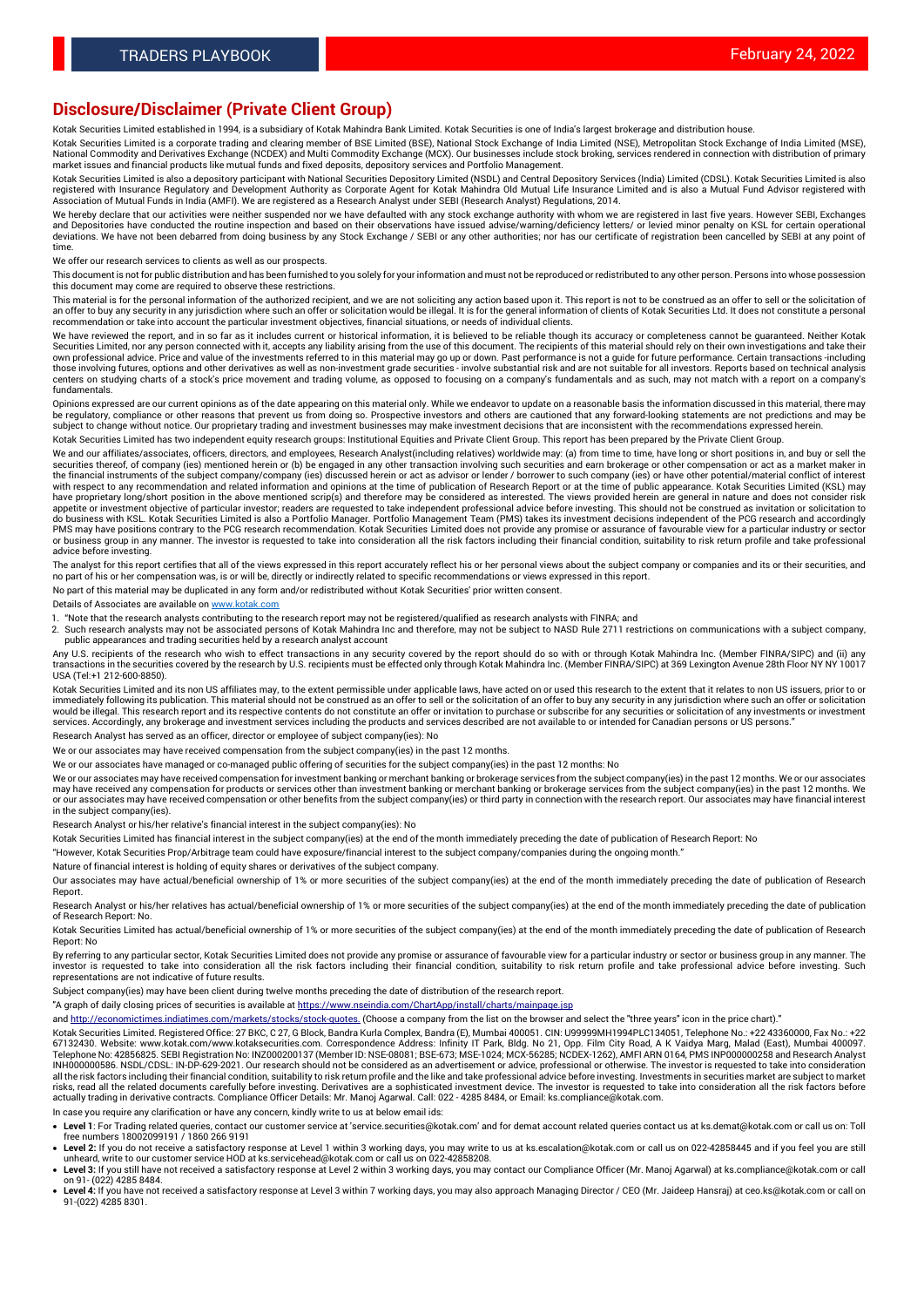## Disclosure/Disclaimer (Private Client Group)

Kotak Securities Limited established in 1994, is a subsidiary of Kotak Mahindra Bank Limited. Kotak Securities is one of India's largest brokerage and distribution house.

Kotak Securities Limited is a corporate trading and clearing member of BSE Limited (BSE), National Stock Exchange of India Limited (NSE), Metropolitan Stock Exchange of India Limited (MSE), National Commodity and Derivatives Exchange (NCDEX) and Multi Commodity Exchange (MCX). Our businesses include stock broking, services rendered in connection with distribution of primary market issues and financial products like mutual funds and fixed deposits, depository services and Portfolio Management.

Kotak Securities Limited is also a depository participant with National Securities Depository Limited (NSDL) and Central Depository Services (India) Limited (CDSL). Kotak Securities Limited is also registered with Insurance Regulatory and Development Authority as Corporate Agent for Kotak Mahindra Old Mutual Life Insurance Limited and is also a Mutual Fund Advisor registered with Association of Mutual Funds in India (AMFI). We are registered as a Research Analyst under SEBI (Research Analyst) Regulations, 2014.

We hereby declare that our activities were neither suspended nor we have defaulted with any stock exchange authority with whom we are registered in last five years. However SEBI, Exchanges and Depositories have conducted the routine inspection and based on their observations have issued advise/warning/deficiency letters/ or levied minor penalty on KSL for certain operational deviations. We have not been debarred from doing business by any Stock Exchange / SEBI or any other authorities; nor has our certificate of registration been cancelled by SEBI at any point of time.

We offer our research services to clients as well as our prospects.

This document is not for public distribution and has been furnished to you solely for your information and must not be reproduced or redistributed to any other person. Persons into whose possession this document may come are required to observe these restrictions.

This material is for the personal information of the authorized recipient, and we are not soliciting any action based upon it. This report is not to be construed as an offer to sell or the solicitation of an offer to buy any security in any jurisdiction where such an offer or solicitation would be illegal. It is for the general information of clients of Kotak Securities Ltd. It does not constitute a personal recommendation or take into account the particular investment objectives, financial situations, or needs of individual clients.

We have reviewed the report, and in so far as it includes current or historical information, it is believed to be reliable though its accuracy or completeness cannot be guaranteed. Neither Kotak Securities Limited, nor any person connected with it, accepts any liability arising from the use of this document. The recipients of this material should rely on their own investigations and take their own professional advice. Price and value of the investments referred to in this material may go up or down. Past performance is not a guide for future performance. Certain transactions -including those involving futures, options and other derivatives as well as non-investment grade securities - involve substantial risk and are not suitable for all investors. Reports based on technical analysis centers on studying charts of a stock's price movement and trading volume, as opposed to focusing on a company's fundamentals and as such, may not match with a report on a company's fundamentals.

Opinions expressed are our current opinions as of the date appearing on this material only. While we endeavor to update on a reasonable basis the information discussed in this material, there may be regulatory, compliance or other reasons that prevent us from doing so. Prospective investors and others are cautioned that any forward-looking statements are not predictions and may be subject to change without notice. Our proprietary trading and investment businesses may make investment decisions that are inconsistent with the recommendations expressed herein.

Kotak Securities Limited has two independent equity research groups: Institutional Equities and Private Client Group. This report has been prepared by the Private Client Group.

We and our affiliates/associates, officers, directors, and employees, Research Analyst(including relatives) worldwide may: (a) from time to time, have long or short positions in, and buy or sell the securities thereof, of company (ies) mentioned herein or (b) be engaged in any other transaction involving such securities and earn brokerage or other compensation or act as a market maker in the financial instruments of the subject company/company (ies) discussed herein or act as advisor or lender / borrower to such company (ies) or have other potential/material conflict of interest with respect to any recommendation and related information and opinions at the time of publication of Research Report or at the time of public appearance. Kotak Securities Limited (KSL) may have proprietary long/short position in the above mentioned scrip(s) and therefore may be considered as interested. The views provided herein are general in nature and does not consider risk appetite or investment objective of particular investor; readers are requested to take independent professional advice before investing. This should not be construed as invitation or solicitation to do business with KSL. Kotak Securities Limited is also a Portfolio Manager. Portfolio Management Team (PMS) takes its investment decisions independent of the PCG research and accordingly PMS may have positions contrary to the PCG research recommendation. Kotak Securities Limited does not provide any promise or assurance of favourable view for a particular industry or sector or business group in any manner. The investor is requested to take into consideration all the risk factors including their financial condition, suitability to risk return profile and take professional advice before investing.

The analyst for this report certifies that all of the views expressed in this report accurately reflect his or her personal views about the subject company or companies and its or their securities, and no part of his or her compensation was, is or will be, directly or indirectly related to specific recommendations or views expressed in this report.

No part of this material may be duplicated in any form and/or redistributed without Kotak Securities' prior written consent.

Details of Associates are available on www.kotak.com

1. "Note that the research analysts contributing to the research report may not be registered/qualified as research analysts with FINRA; and
2. Such research analysts may not be associated persons of Kotak Mahindra Inc and therefore, may not be subject to NASD Rule 2711 restrictions on communications with a subject company, public appearances and trading securities held by a research analyst account

Any U.S. recipients of the research who wish to effect transactions in any security covered by the report should do so with or through Kotak Mahindra Inc. (Member FINRA/SIPC) and (ii) any transactions in the securities covered by the research by U.S. recipients must be effected only through Kotak Mahindra Inc. (Member FINRA/SIPC) at 369 Lexington Avenue 28th Floor NY NY 10017 USA (Tel:+1 212-600-8850).

Kotak Securities Limited and its non US affiliates may, to the extent permissible under applicable laws, have acted on or used this research to the extent that it relates to non US issuers, prior to or immediately following its publication. This material should not be construed as an offer to sell or the solicitation of an offer to buy any security in any jurisdiction where such an offer or solicitation would be illegal. This research report and its respective contents do not constitute an offer or invitation to purchase or subscribe for any securities or solicitation of any investments or investment services. Accordingly, any brokerage and investment services including the products and services described are not available to or intended for Canadian persons or US persons."

Research Analyst has served as an officer, director or employee of subject company(ies): No

We or our associates may have received compensation from the subject company(ies) in the past 12 months.

We or our associates have managed or co-managed public offering of securities for the subject company(ies) in the past 12 months: No

We or our associates may have received compensation for investment banking or merchant banking or brokerage services from the subject company(ies) in the past 12 months. We or our associates may have received any compensation for products or services other than investment banking or merchant banking or brokerage services from the subject company(ies) in the past 12 months. We or our associates may have received compensation or other benefits from the subject company(ies) or third party in connection with the research report. Our associates may have financial interest in the subject company(ies).

Research Analyst or his/her relative's financial interest in the subject company(ies): No

Kotak Securities Limited has financial interest in the subject company(ies) at the end of the month immediately preceding the date of publication of Research Report: No

"However, Kotak Securities Prop/Arbitrage team could have exposure/financial interest to the subject company/companies during the ongoing month."

Nature of financial interest is holding of equity shares or derivatives of the subject company.

Our associates may have actual/beneficial ownership of 1% or more securities of the subject company(ies) at the end of the month immediately preceding the date of publication of Research Report.

Research Analyst or his/her relatives has actual/beneficial ownership of 1% or more securities of the subject company(ies) at the end of the month immediately preceding the date of publication of Research Report: No.

Kotak Securities Limited has actual/beneficial ownership of 1% or more securities of the subject company(ies) at the end of the month immediately preceding the date of publication of Research Report: No

By referring to any particular sector, Kotak Securities Limited does not provide any promise or assurance of favourable view for a particular industry or sector or business group in any manner. The investor is requested to take into consideration all the risk factors including their financial condition, suitability to risk return profile and take professional advice before investing. Such representations are not indicative of future results.

Subject company(ies) may have been client during twelve months preceding the date of distribution of the research report.

"A graph of daily closing prices of securities is available at https://www.nseindia.com/ChartApp/install/charts/mainpage.jsp

and http://economictimes.indiatimes.com/markets/stocks/stock-quotes. (Choose a company from the list on the browser and select the "three years" icon in the price chart)."

Kotak Securities Limited. Registered Office: 27 BKC, C 27, G Block, Bandra Kurla Complex, Bandra (E), Mumbai 400051. CIN: U99999MH1994PLC134051, Telephone No.: +22 43360000, Fax No.: +22 67132430. Website: www.kotak.com/www.kotaksecurities.com. Correspondence Address: Infinity IT Park, Bldg. No 21, Opp. Film City Road, A K Vaidya Marg, Malad (East), Mumbai 400097. Telephone No: 42856825. SEBI Registration No: INZ000200137 (Member ID: NSE-08081; BSE-673; MSE-1024; MCX-56285; NCDEX-1262), AMFI ARN 0164, PMS INP000000258 and Research Analyst INH000000586. NSDL/CDSL: IN-DP-629-2021. Our research should not be considered as an advertisement or advice, professional or otherwise. The investor is requested to take into consideration all the risk factors including their financial condition, suitability to risk return profile and the like and take professional advice before investing. Investments in securities market are subject to market risks, read all the related documents carefully before investing. Derivatives are a sophisticated investment device. The investor is requested to take into consideration all the risk factors before actually trading in derivative contracts. Compliance Officer Details: Mr. Manoj Agarwal. Call: 022 - 4285 8484, or Email: ks.compliance@kotak.com.

In case you require any clarification or have any concern, kindly write to us at below email ids:

- **Level 1**: For Trading related queries, contact our customer service at 'service.securities@kotak.com' and for demat account related queries contact us at ks.demat@kotak.com or call us on: Toll free numbers 18002099191 / 1860 266 9191
- **Level 2:** If you do not receive a satisfactory response at Level 1 within 3 working days, you may write to us at ks.escalation@kotak.com or call us on 022-42858445 and if you feel you are still unheard, write to our customer service HOD at ks.servicehead@kotak.com or call us on 022-42858208.
- **Level 3:** If you still have not received a satisfactory response at Level 2 within 3 working days, you may contact our Compliance Officer (Mr. Manoj Agarwal) at ks.compliance@kotak.com or call on 91- (022) 4285 8484.
- **Level 4:** If you have not received a satisfactory response at Level 3 within 7 working days, you may also approach Managing Director / CEO (Mr. Jaideep Hansraj) at ceo.ks@kotak.com or call on 91-(022) 4285 8301.